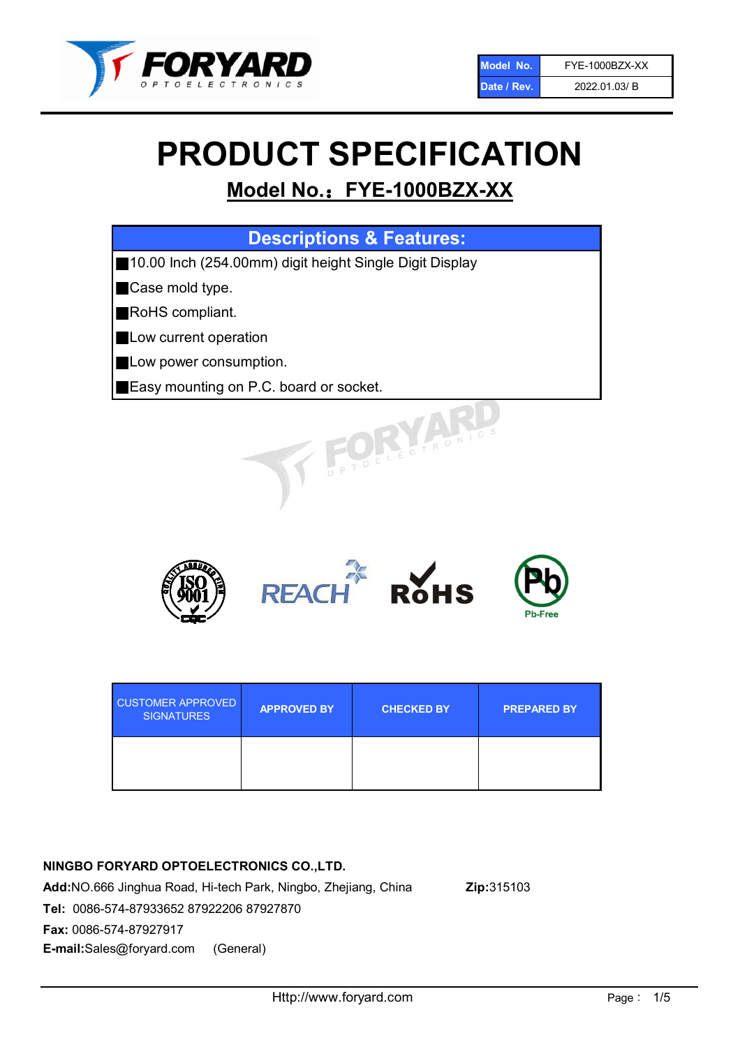| Model No. | FYE-1000BZX-XX |
| --- | --- |
| Date / Rev. | 2022.01.03/ B |

# PRODUCT SPECIFICATION

## Model No.：FYE-1000BZX-XX

| Descriptions & Features: |
| --- |
| ■10.00 Inch (254.00mm) digit height Single Digit Display |
| ■Case mold type. |
| ■RoHS compliant. |
| ■Low current operation |
| ■Low power consumption. |
| ■Easy mounting on P.C. board or socket. |

| CUSTOMER APPROVED SIGNATURES | APPROVED BY | CHECKED BY | PREPARED BY |
| --- | --- | --- | --- |
| | | | |

**NINGBO FORYARD OPTOELECTRONICS CO.,LTD.**

**Add:**NO.666 Jinghua Road, Hi-tech Park, Ningbo, Zhejiang, China **Zip:**315103

**Tel:** 0086-574-87933652 87922206 87927870

**Fax:** 0086-574-87927917

**E-mail:**Sales@foryard.com (General)

Http://www.foryard.com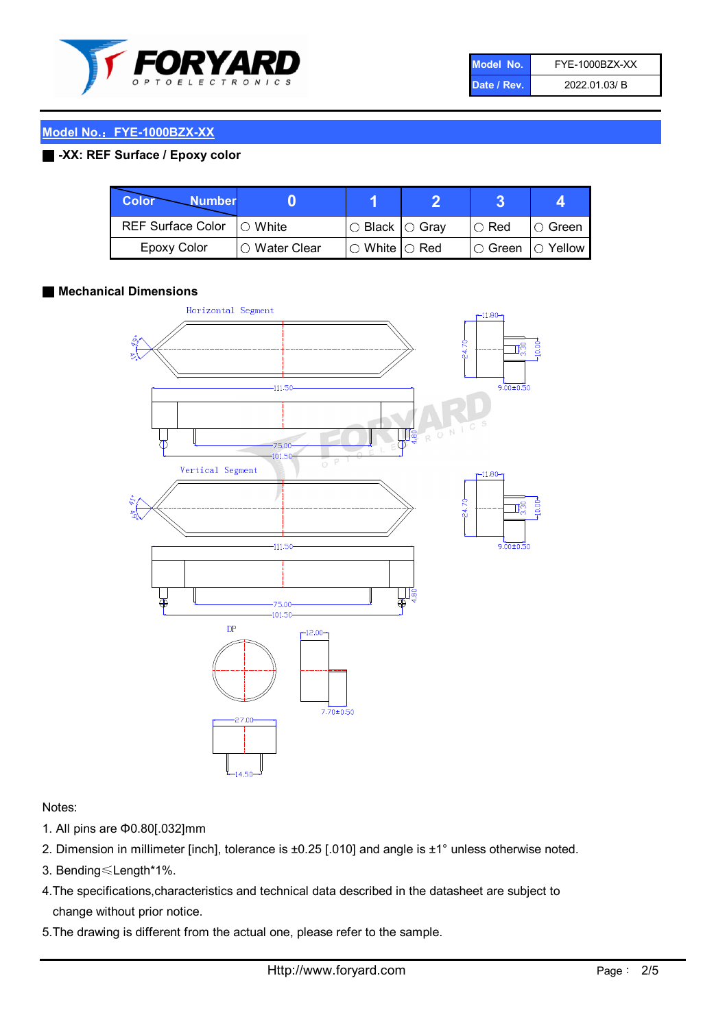| Model No. | FYE-1000BZX-XX |
| --- | --- |
| Date / Rev. | 2022.01.03/ B |

## Model No.：FYE-1000BZX-XX

### -XX: REF Surface / Epoxy color

| Color / Number | 0 | 1 | 2 | 3 | 4 |
| --- | --- | --- | --- | --- | --- |
| REF Surface Color | ○ White | ○ Black | ○ Gray | ○ Red | ○ Green |
| Epoxy Color | ○ Water Clear | ○ White | ○ Red | ○ Green | ○ Yellow |

### Mechanical Dimensions

Notes:

1. All pins are Φ0.80[.032]mm
2. Dimension in millimeter [inch], tolerance is ±0.25 [.010] and angle is ±1° unless otherwise noted.
3. Bending≤Length*1%.
4. The specifications,characteristics and technical data described in the datasheet are subject to change without prior notice.
5. The drawing is different from the actual one, please refer to the sample.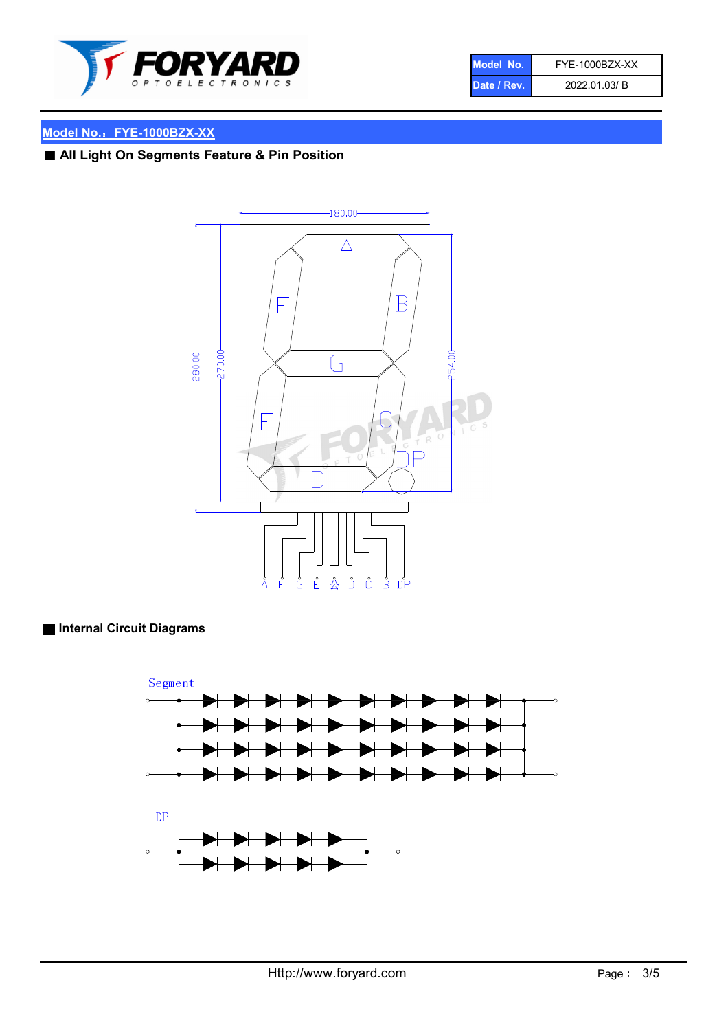| Model No. | FYE-1000BZX-XX |
| --- | --- |
| Date / Rev. | 2022.01.03/ B |

## Model No.：FYE-1000BZX-XX

### ■ All Light On Segments Feature & Pin Position

180.00

280.00

270.00

254.00

A B C D E F G DP

A F G E 公 D C B DP

### ■ Internal Circuit Diagrams

Segment

DP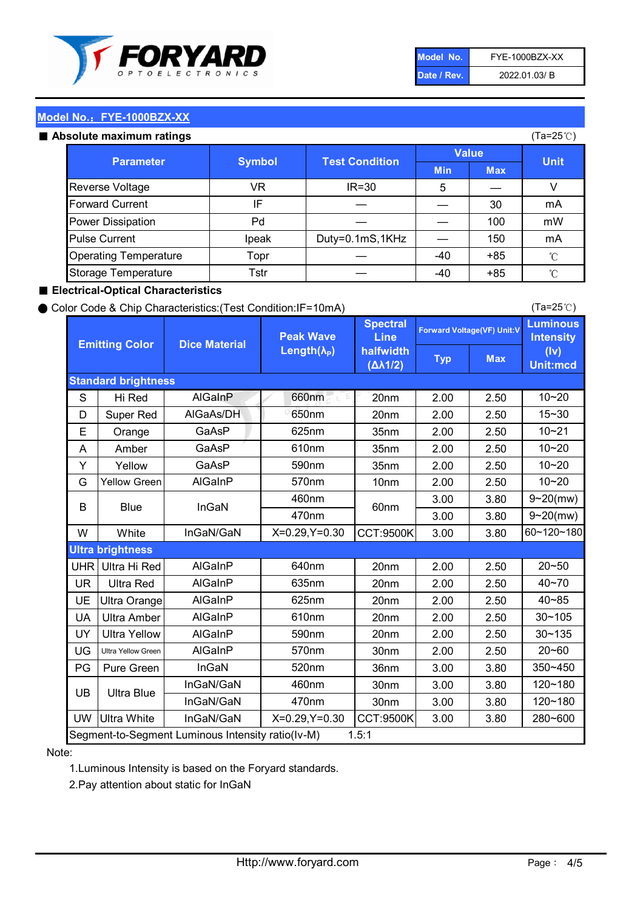| Model No. | FYE-1000BZX-XX |
| --- | --- |
| Date / Rev. | 2022.01.03/ B |

## Model No.：FYE-1000BZX-XX

### ■ Absolute maximum ratings

(Ta=25℃)

| Parameter | Symbol | Test Condition | Value | | Unit |
| --- | --- | --- | --- | --- | --- |
| | | | Min | Max | |
| Reverse Voltage | VR | IR=30 | 5 | — | V |
| Forward Current | IF | — | — | 30 | mA |
| Power Dissipation | Pd | — | — | 100 | mW |
| Pulse Current | Ipeak | Duty=0.1mS,1KHz | — | 150 | mA |
| Operating Temperature | Topr | — | -40 | +85 | ℃ |
| Storage Temperature | Tstr | — | -40 | +85 | ℃ |

### ■ Electrical-Optical Characteristics

● Color Code & Chip Characteristics:(Test Condition:IF=10mA)

(Ta=25℃)

| Emitting Color | | Dice Material | Peak Wave Length($\lambda_P$) | Spectral Line halfwidth ($\Delta\lambda 1/2$) | Forward Voltage(VF) Unit:V | | Luminous Intensity (Iv) Unit:mcd |
| --- | --- | --- | --- | --- | --- | --- | --- |
| | | | | | Typ | Max | |
| **Standard brightness** | | | | | | | |
| S | Hi Red | AlGaInP | 660nm | 20nm | 2.00 | 2.50 | 10~20 |
| D | Super Red | AlGaAs/DH | 650nm | 20nm | 2.00 | 2.50 | 15~30 |
| E | Orange | GaAsP | 625nm | 35nm | 2.00 | 2.50 | 10~21 |
| A | Amber | GaAsP | 610nm | 35nm | 2.00 | 2.50 | 10~20 |
| Y | Yellow | GaAsP | 590nm | 35nm | 2.00 | 2.50 | 10~20 |
| G | Yellow Green | AlGaInP | 570nm | 10nm | 2.00 | 2.50 | 10~20 |
| B | Blue | InGaN | 460nm | 60nm | 3.00 | 3.80 | 9~20(mw) |
| | | | 470nm | | 3.00 | 3.80 | 9~20(mw) |
| W | White | InGaN/GaN | X=0.29,Y=0.30 | CCT:9500K | 3.00 | 3.80 | 60~120~180 |
| **Ultra brightness** | | | | | | | |
| UHR | Ultra Hi Red | AlGaInP | 640nm | 20nm | 2.00 | 2.50 | 20~50 |
| UR | Ultra Red | AlGaInP | 635nm | 20nm | 2.00 | 2.50 | 40~70 |
| UE | Ultra Orange | AlGaInP | 625nm | 20nm | 2.00 | 2.50 | 40~85 |
| UA | Ultra Amber | AlGaInP | 610nm | 20nm | 2.00 | 2.50 | 30~105 |
| UY | Ultra Yellow | AlGaInP | 590nm | 20nm | 2.00 | 2.50 | 30~135 |
| UG | Ultra Yellow Green | AlGaInP | 570nm | 30nm | 2.00 | 2.50 | 20~60 |
| PG | Pure Green | InGaN | 520nm | 36nm | 3.00 | 3.80 | 350~450 |
| UB | Ultra Blue | InGaN/GaN | 460nm | 30nm | 3.00 | 3.80 | 120~180 |
| | | InGaN/GaN | 470nm | 30nm | 3.00 | 3.80 | 120~180 |
| UW | Ultra White | InGaN/GaN | X=0.29,Y=0.30 | CCT:9500K | 3.00 | 3.80 | 280~600 |
| Segment-to-Segment Luminous Intensity ratio(Iv-M) | | | | 1.5:1 | | | |

Note:

1.Luminous Intensity is based on the Foryard standards.

2.Pay attention about static for InGaN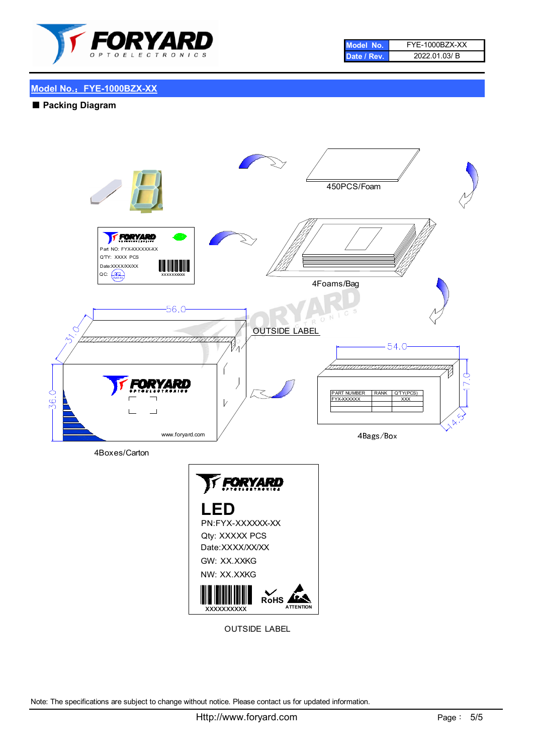| Model No. | FYE-1000BZX-XX |
| --- | --- |
| Date / Rev. | 2022.01.03/ B |

## Model No.：FYE-1000BZX-XX

### ■ Packing Diagram

450PCS/Foam

Part NO: FYX-XXXXXXX-XX
Q'TY: XXXX PCS
Date:XXXX/XX/XX
QC:
XXXXXXXXXX

4Foams/Bag

56.0
31.0
36.0

OUTSIDE LABEL

54.0
17.0
14.5

| PART NUMBER | RANK | Q'TY(PCS) |
| --- | --- | --- |
| FYX-XXXXXX | | XXX |
| | | |
| | | |

www.foryard.com

4Boxes/Carton

4Bags/Box

LED
PN:FYX-XXXXXX-XX
Qty: XXXXX PCS
Date:XXXX/XX/XX
GW: XX.XXKG
NW: XX.XXKG
XXXXXXXXXX
RoHS
ATTENTION

OUTSIDE LABEL

Note: The specifications are subject to change without notice. Please contact us for updated information.